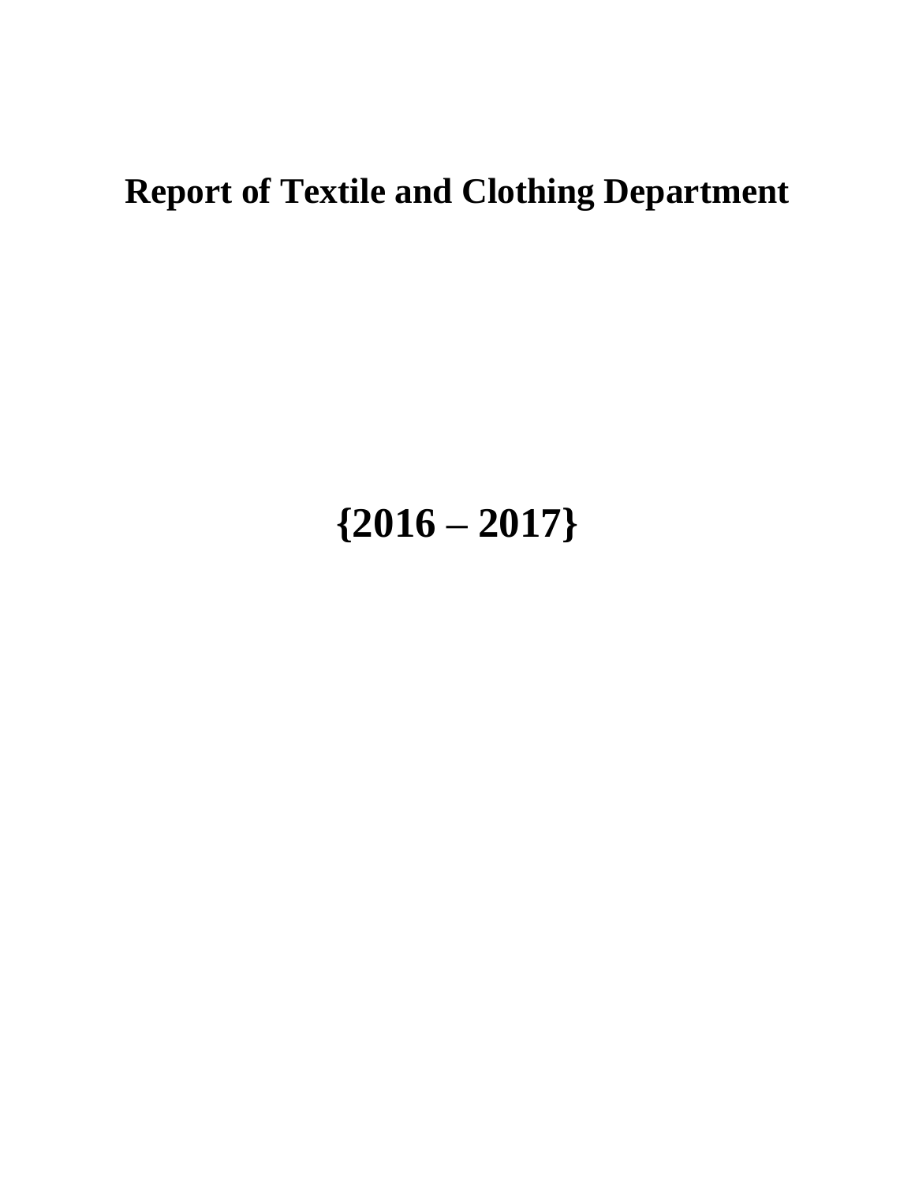# Report of Textile and Clothing Department

# {2016 – 2017}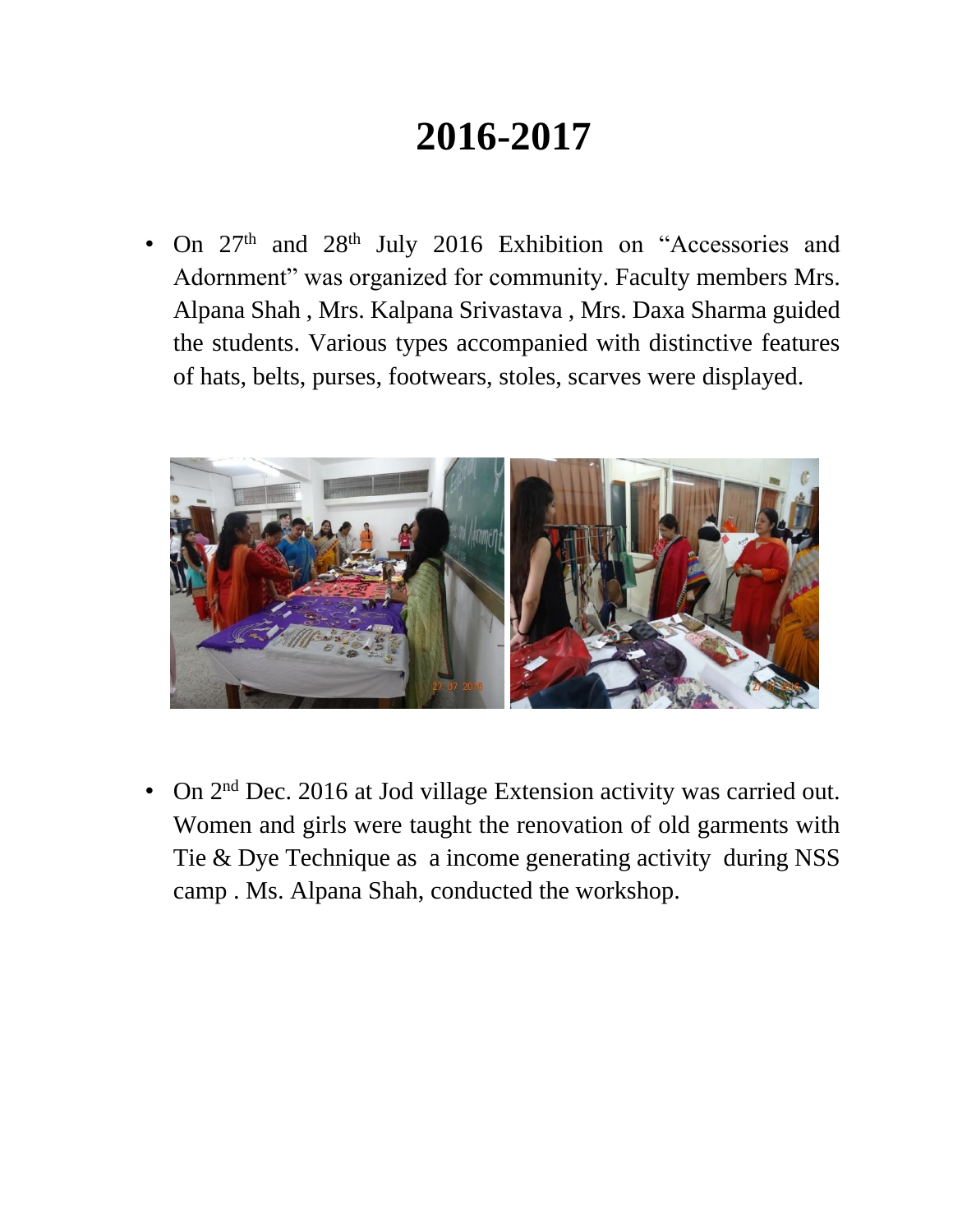# 2016-2017

- On 27th and 28th July 2016 Exhibition on "Accessories and Adornment" was organized for community. Faculty members Mrs. Alpana Shah , Mrs. Kalpana Srivastava , Mrs. Daxa Sharma guided the students. Various types accompanied with distinctive features of hats, belts, purses, footwears, stoles, scarves were displayed.

- On 2nd Dec. 2016 at Jod village Extension activity was carried out. Women and girls were taught the renovation of old garments with Tie & Dye Technique as a income generating activity during NSS camp . Ms. Alpana Shah, conducted the workshop.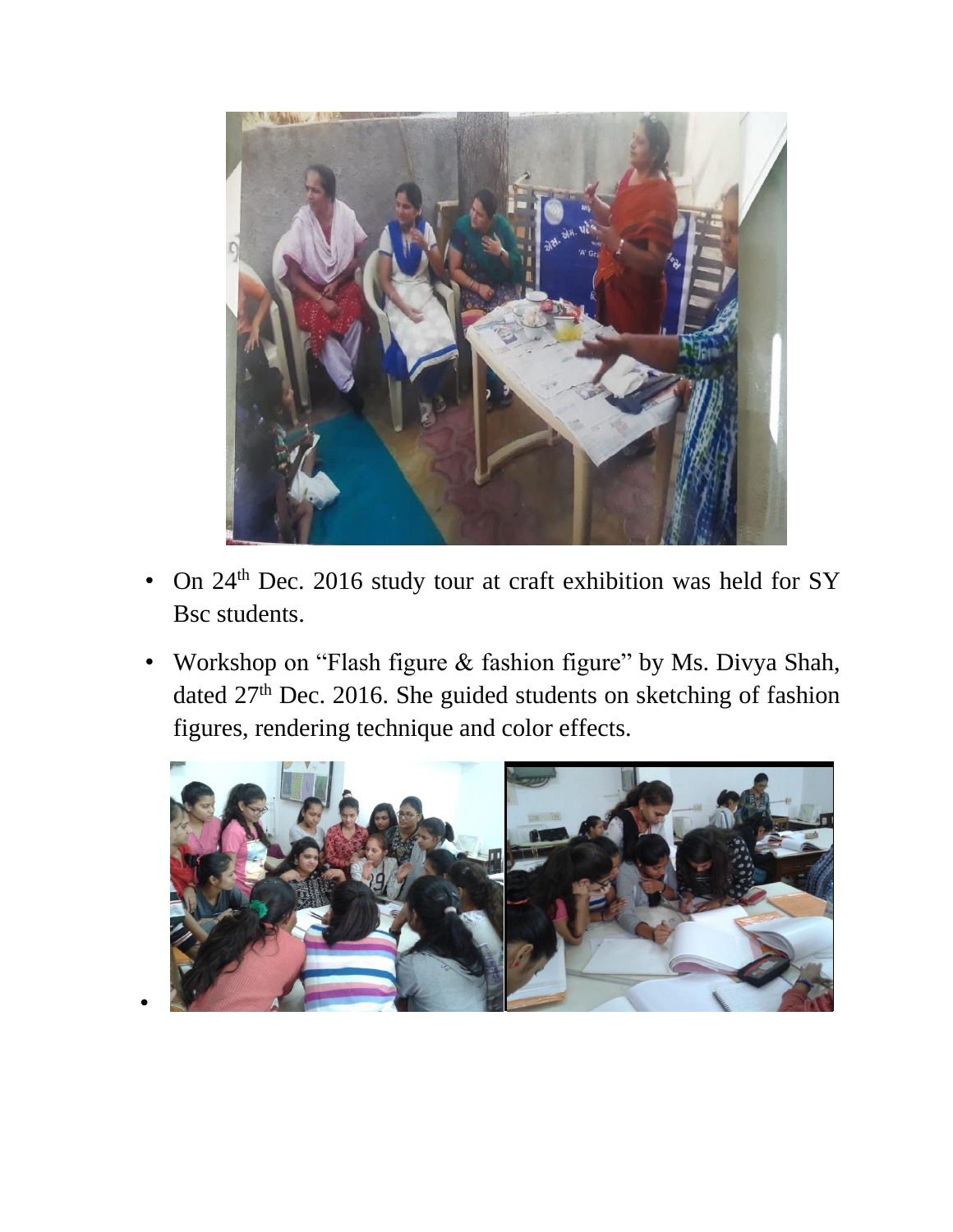- On 24th Dec. 2016 study tour at craft exhibition was held for SY Bsc students.
- Workshop on "Flash figure & fashion figure" by Ms. Divya Shah, dated 27th Dec. 2016. She guided students on sketching of fashion figures, rendering technique and color effects.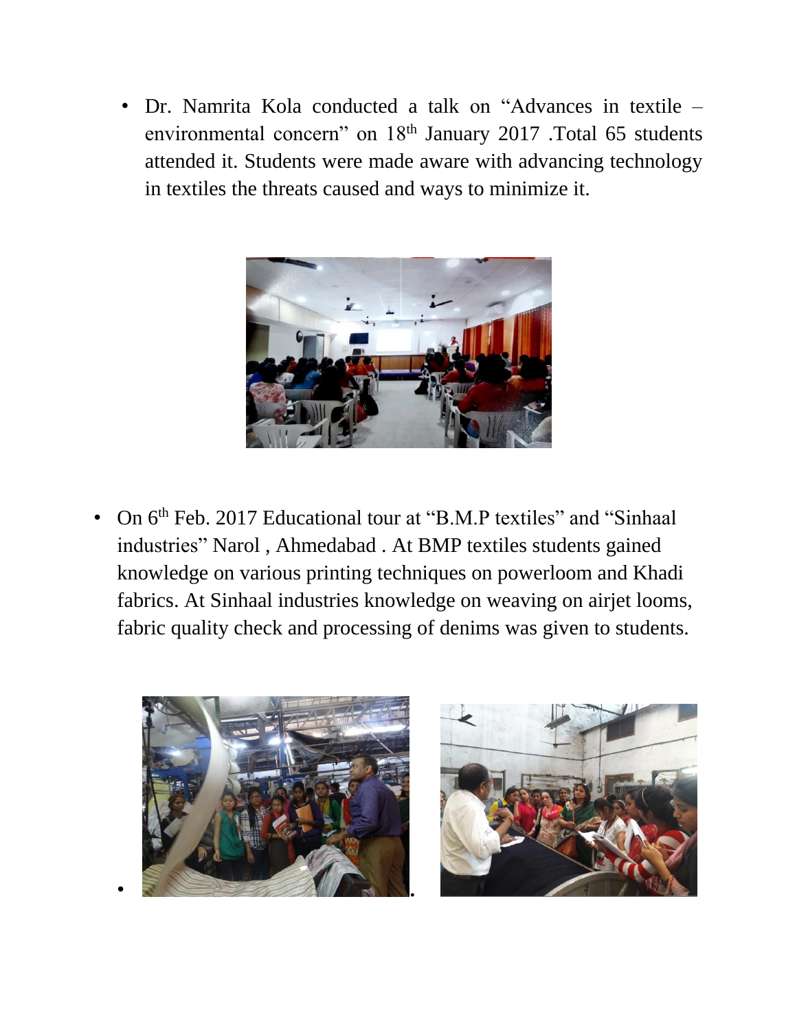- Dr. Namrita Kola conducted a talk on "Advances in textile – environmental concern" on 18th January 2017 .Total 65 students attended it. Students were made aware with advancing technology in textiles the threats caused and ways to minimize it.

- On 6th Feb. 2017 Educational tour at "B.M.P textiles" and "Sinhaal industries" Narol , Ahmedabad . At BMP textiles students gained knowledge on various printing techniques on powerloom and Khadi fabrics. At Sinhaal industries knowledge on weaving on airjet looms, fabric quality check and processing of denims was given to students.